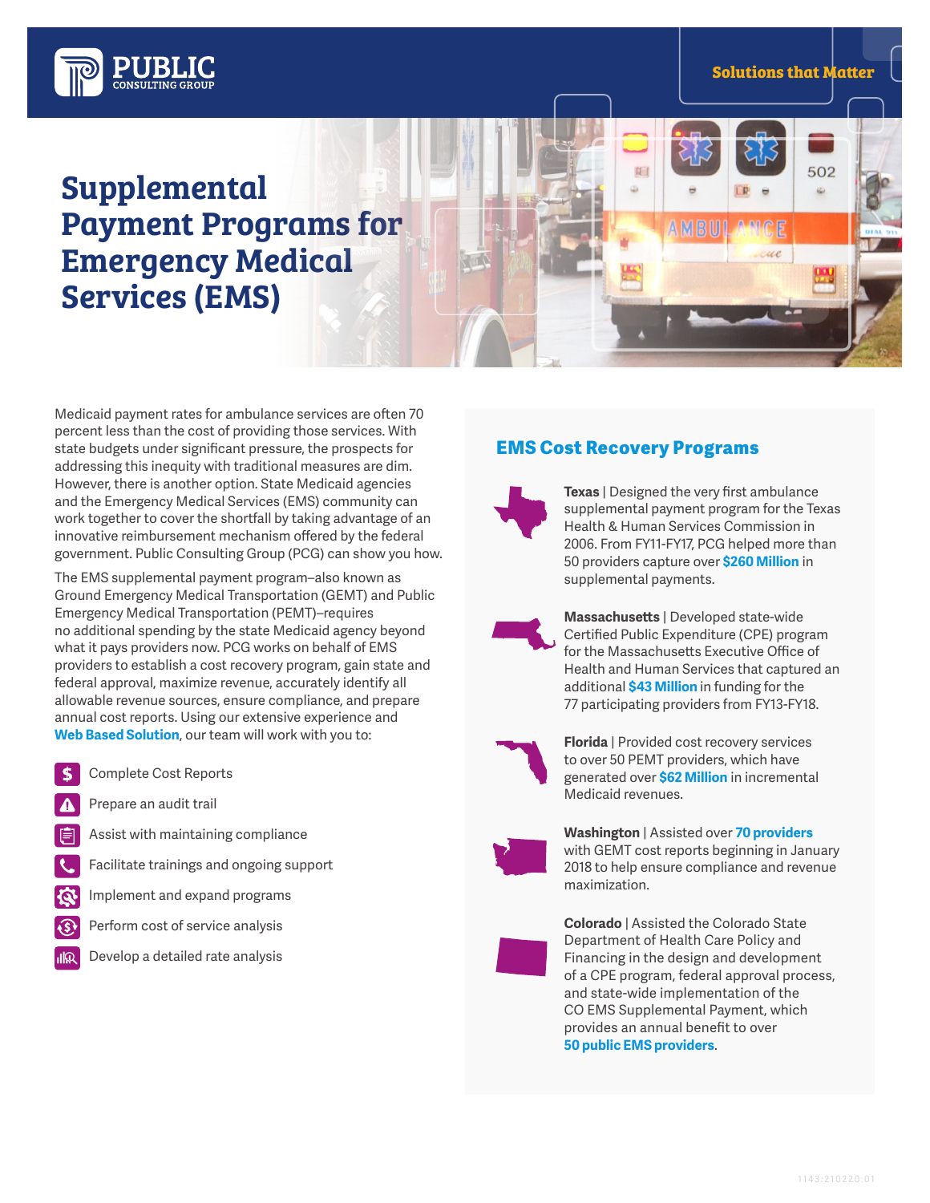# Supplemental Payment Programs for Emergency Medical Services (EMS)

Medicaid payment rates for ambulance services are often 70 percent less than the cost of providing those services. With state budgets under significant pressure, the prospects for addressing this inequity with traditional measures are dim. However, there is another option. State Medicaid agencies and the Emergency Medical Services (EMS) community can work together to cover the shortfall by taking advantage of an innovative reimbursement mechanism offered by the federal government. Public Consulting Group (PCG) can show you how.

The EMS supplemental payment program–also known as Ground Emergency Medical Transportation (GEMT) and Public Emergency Medical Transportation (PEMT)–requires no additional spending by the state Medicaid agency beyond what it pays providers now. PCG works on behalf of EMS providers to establish a cost recovery program, gain state and federal approval, maximize revenue, accurately identify all allowable revenue sources, ensure compliance, and prepare annual cost reports. Using our extensive experience and **Web Based Solution**, our team will work with you to:

- Complete Cost Reports
- Prepare an audit trail
- Assist with maintaining compliance
- Facilitate trainings and ongoing support
- Implement and expand programs
- Perform cost of service analysis
- Develop a detailed rate analysis

## EMS Cost Recovery Programs

**Texas** | Designed the very first ambulance supplemental payment program for the Texas Health & Human Services Commission in 2006. From FY11-FY17, PCG helped more than 50 providers capture over **$260 Million** in supplemental payments.

**Massachusetts** | Developed state-wide Certified Public Expenditure (CPE) program for the Massachusetts Executive Office of Health and Human Services that captured an additional **$43 Million** in funding for the 77 participating providers from FY13-FY18.

**Florida** | Provided cost recovery services to over 50 PEMT providers, which have generated over **$62 Million** in incremental Medicaid revenues.

**Washington** | Assisted over **70 providers** with GEMT cost reports beginning in January 2018 to help ensure compliance and revenue maximization.

**Colorado** | Assisted the Colorado State Department of Health Care Policy and Financing in the design and development of a CPE program, federal approval process, and state-wide implementation of the CO EMS Supplemental Payment, which provides an annual benefit to over **50 public EMS providers**.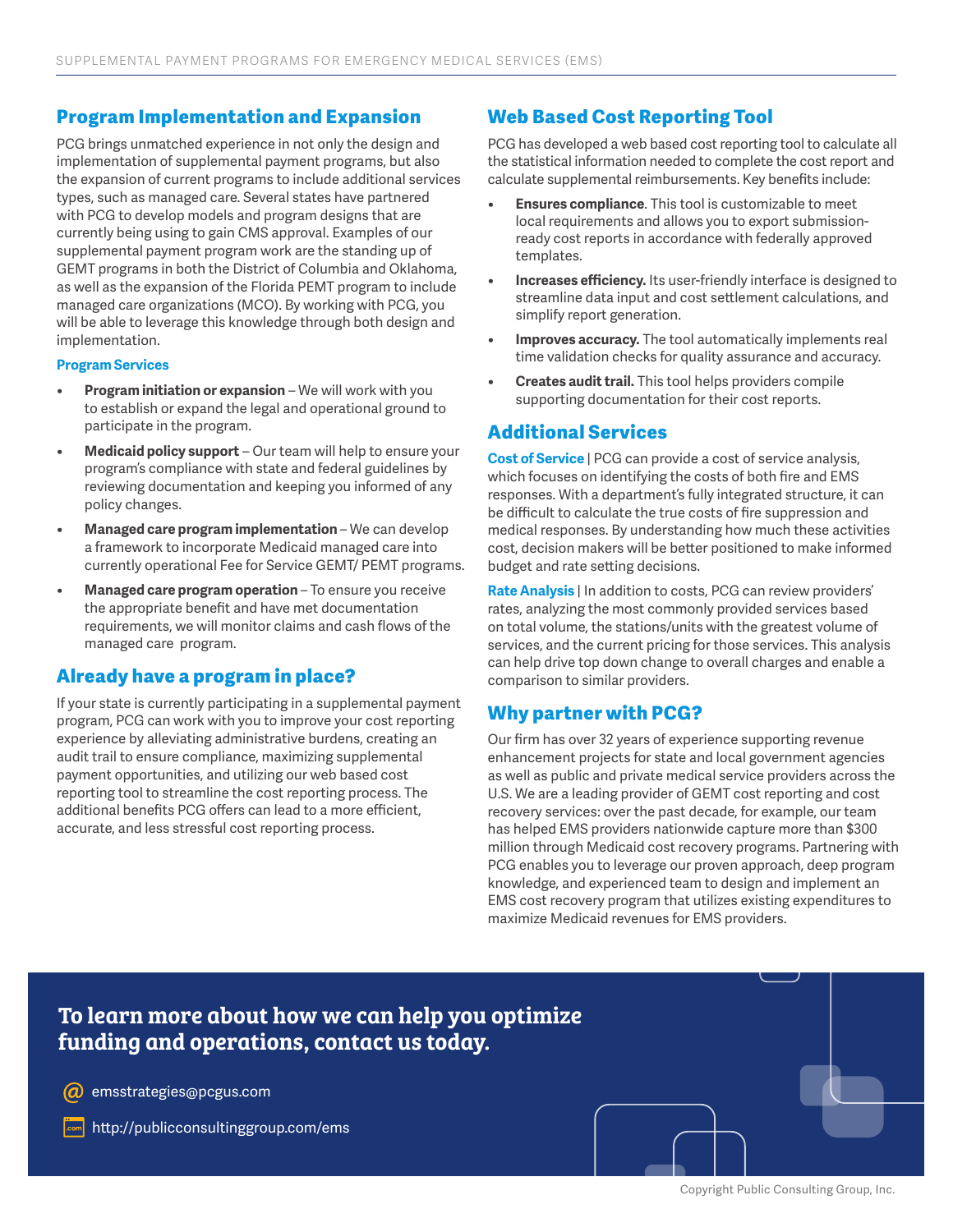## Program Implementation and Expansion

PCG brings unmatched experience in not only the design and implementation of supplemental payment programs, but also the expansion of current programs to include additional services types, such as managed care. Several states have partnered with PCG to develop models and program designs that are currently being using to gain CMS approval. Examples of our supplemental payment program work are the standing up of GEMT programs in both the District of Columbia and Oklahoma, as well as the expansion of the Florida PEMT program to include managed care organizations (MCO). By working with PCG, you will be able to leverage this knowledge through both design and implementation.

### Program Services

- **Program initiation or expansion** – We will work with you to establish or expand the legal and operational ground to participate in the program.
- **Medicaid policy support** – Our team will help to ensure your program's compliance with state and federal guidelines by reviewing documentation and keeping you informed of any policy changes.
- **Managed care program implementation** – We can develop a framework to incorporate Medicaid managed care into currently operational Fee for Service GEMT/ PEMT programs.
- **Managed care program operation** – To ensure you receive the appropriate benefit and have met documentation requirements, we will monitor claims and cash flows of the managed care program.

## Already have a program in place?

If your state is currently participating in a supplemental payment program, PCG can work with you to improve your cost reporting experience by alleviating administrative burdens, creating an audit trail to ensure compliance, maximizing supplemental payment opportunities, and utilizing our web based cost reporting tool to streamline the cost reporting process. The additional benefits PCG offers can lead to a more efficient, accurate, and less stressful cost reporting process.

## Web Based Cost Reporting Tool

PCG has developed a web based cost reporting tool to calculate all the statistical information needed to complete the cost report and calculate supplemental reimbursements. Key benefits include:

- **Ensures compliance**. This tool is customizable to meet local requirements and allows you to export submission-ready cost reports in accordance with federally approved templates.
- **Increases efficiency.** Its user-friendly interface is designed to streamline data input and cost settlement calculations, and simplify report generation.
- **Improves accuracy.** The tool automatically implements real time validation checks for quality assurance and accuracy.
- **Creates audit trail.** This tool helps providers compile supporting documentation for their cost reports.

## Additional Services

**Cost of Service** | PCG can provide a cost of service analysis, which focuses on identifying the costs of both fire and EMS responses. With a department's fully integrated structure, it can be difficult to calculate the true costs of fire suppression and medical responses. By understanding how much these activities cost, decision makers will be better positioned to make informed budget and rate setting decisions.

**Rate Analysis** | In addition to costs, PCG can review providers' rates, analyzing the most commonly provided services based on total volume, the stations/units with the greatest volume of services, and the current pricing for those services. This analysis can help drive top down change to overall charges and enable a comparison to similar providers.

## Why partner with PCG?

Our firm has over 32 years of experience supporting revenue enhancement projects for state and local government agencies as well as public and private medical service providers across the U.S. We are a leading provider of GEMT cost reporting and cost recovery services: over the past decade, for example, our team has helped EMS providers nationwide capture more than $300 million through Medicaid cost recovery programs. Partnering with PCG enables you to leverage our proven approach, deep program knowledge, and experienced team to design and implement an EMS cost recovery program that utilizes existing expenditures to maximize Medicaid revenues for EMS providers.

## To learn more about how we can help you optimize funding and operations, contact us today.

emsstrategies@pcgus.com

http://publicconsultinggroup.com/ems

Copyright Public Consulting Group, Inc.